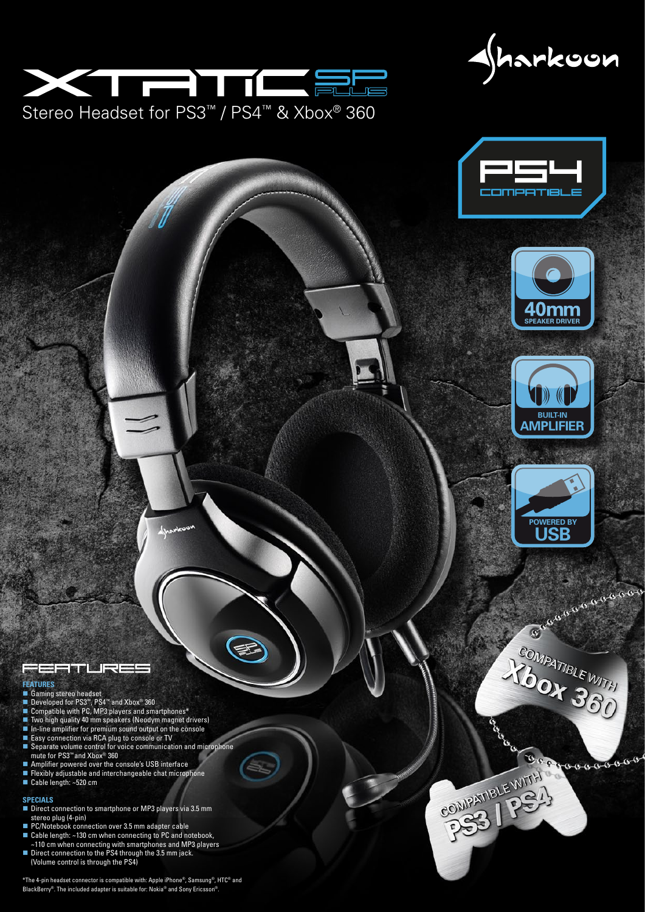# XTATIC SP PLUS

Stereo Headset for PS3™ / PS4™ & Xbox® 360

Sharkoon

PS4 COMPATIBLE

40mm SPEAKER DRIVER

BUILT-IN AMPLIFIER

POWERED BY USB

COMPATIBLE WITH Xbox 360

COMPATIBLE WITH PS3 / PS4

## FEATURES

### FEATURES

- Gaming stereo headset
- Developed for PS3™, PS4™ and Xbox® 360
- Compatible with PC, MP3 players and smartphones*
- Two high quality 40 mm speakers (Neodym magnet drivers)
- In-line amplifier for premium sound output on the console
- Easy connection via RCA plug to console or TV
- Separate volume control for voice communication and microphone mute for PS3™ and Xbox® 360
- Amplifier powered over the console's USB interface
- Flexibly adjustable and interchangeable chat microphone
- Cable length: ~520 cm

### SPECIALS

- Direct connection to smartphone or MP3 players via 3.5 mm stereo plug (4-pin)
- PC/Notebook connection over 3.5 mm adapter cable
- Cable length: ~130 cm when connecting to PC and notebook, ~110 cm when connecting with smartphones and MP3 players
- Direct connection to the PS4 through the 3.5 mm jack. (Volume control is through the PS4)

*The 4-pin headset connector is compatible with: Apple iPhone®, Samsung®, HTC® and BlackBerry®. The included adapter is suitable for: Nokia® and Sony Ericsson®.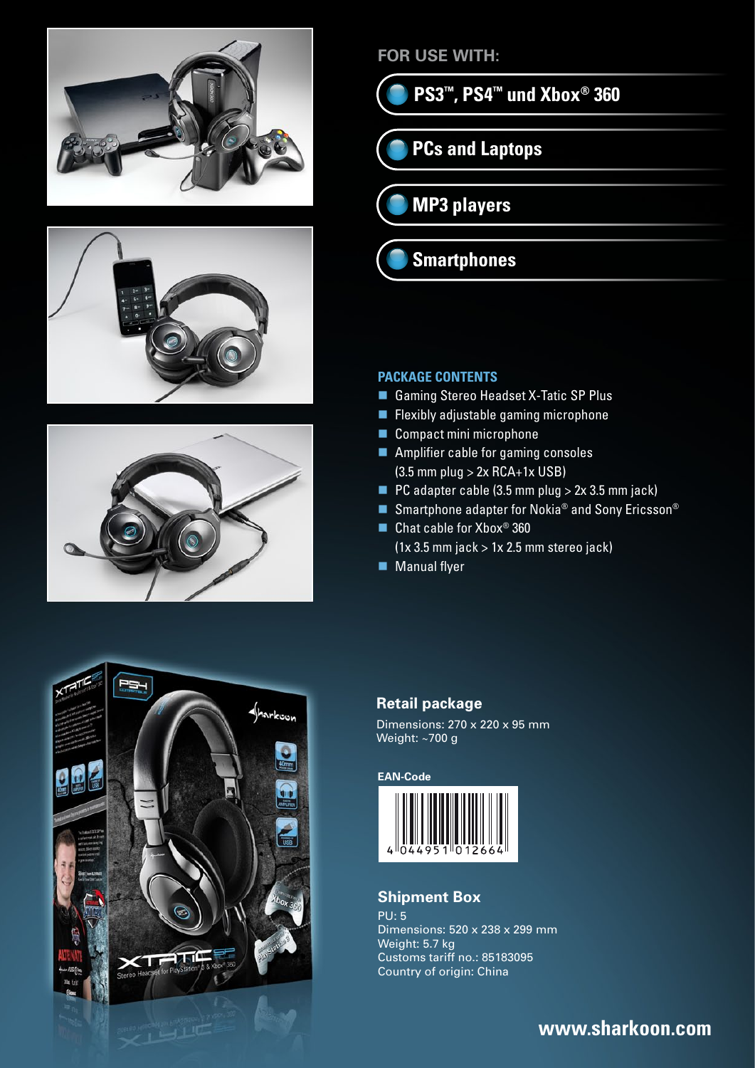## FOR USE WITH:

- **PS3™, PS4™ und Xbox® 360**
- **PCs and Laptops**
- **MP3 players**
- **Smartphones**

### PACKAGE CONTENTS

- Gaming Stereo Headset X-Tatic SP Plus
- Flexibly adjustable gaming microphone
- Compact mini microphone
- Amplifier cable for gaming consoles (3.5 mm plug > 2x RCA+1x USB)
- PC adapter cable (3.5 mm plug > 2x 3.5 mm jack)
- Smartphone adapter for Nokia® and Sony Ericsson®
- Chat cable for Xbox® 360 (1x 3.5 mm jack > 1x 2.5 mm stereo jack)
- Manual flyer

### Retail package

Dimensions: 270 x 220 x 95 mm
Weight: ~700 g

**EAN-Code**

4 044951 012664

### Shipment Box

PU: 5
Dimensions: 520 x 238 x 299 mm
Weight: 5.7 kg
Customs tariff no.: 85183095
Country of origin: China

**www.sharkoon.com**